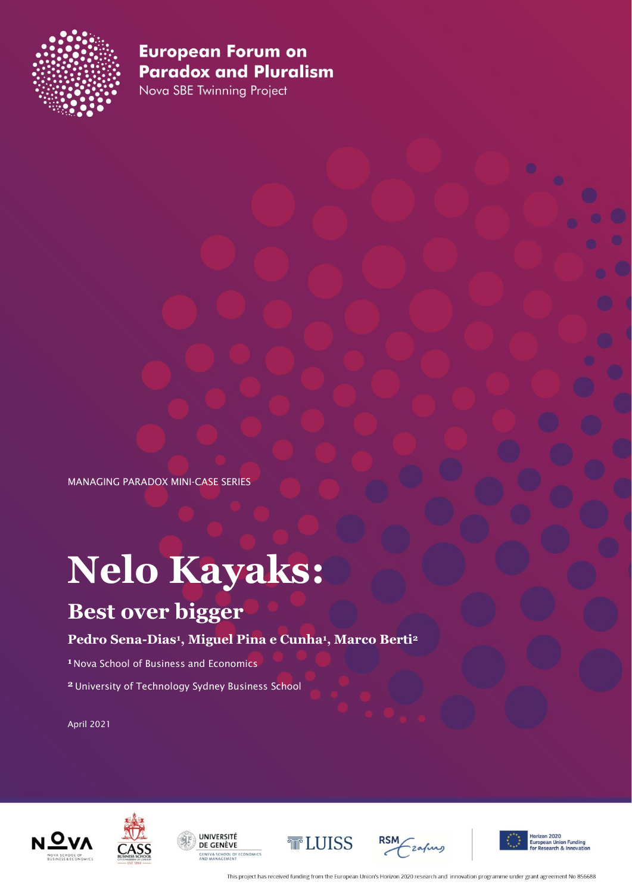**European Forum on Paradox and Pluralism**

Nova SBE Twinning Project

MANAGING PARADOX MINI-CASE SERIES

# Nelo Kayaks:

## Best over bigger

**Pedro Sena-Dias[1], Miguel Pina e Cunha[1], Marco Berti[2]**

[1] Nova School of Business and Economics

[2] University of Technology Sydney Business School

April 2021

This project has received funding from the European Union's Horizon 2020 research and innovation programme under grant agreement No 856688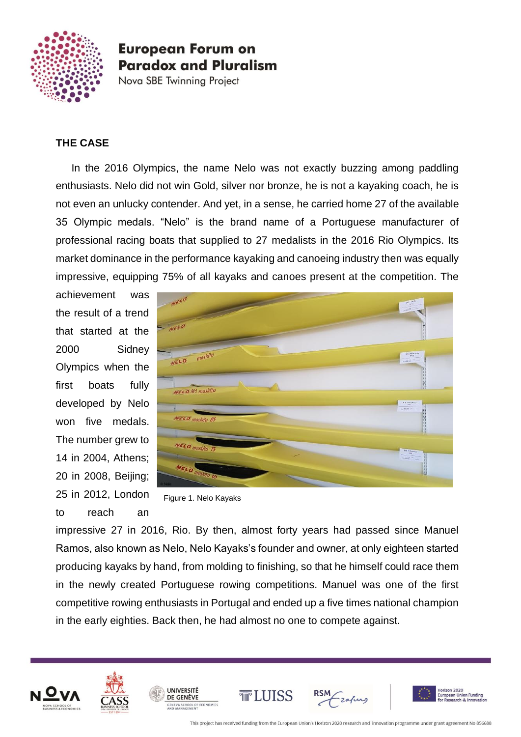## THE CASE

In the 2016 Olympics, the name Nelo was not exactly buzzing among paddling enthusiasts. Nelo did not win Gold, silver nor bronze, he is not a kayaking coach, he is not even an unlucky contender. And yet, in a sense, he carried home 27 of the available 35 Olympic medals. "Nelo" is the brand name of a Portuguese manufacturer of professional racing boats that supplied to 27 medalists in the 2016 Rio Olympics. Its market dominance in the performance kayaking and canoeing industry then was equally impressive, equipping 75% of all kayaks and canoes present at the competition. The achievement was the result of a trend that started at the 2000 Sidney Olympics when the first boats fully developed by Nelo won five medals. The number grew to 14 in 2004, Athens; 20 in 2008, Beijing; 25 in 2012, London to reach an impressive 27 in 2016, Rio. By then, almost forty years had passed since Manuel Ramos, also known as Nelo, Nelo Kayaks's founder and owner, at only eighteen started producing kayaks by hand, from molding to finishing, so that he himself could race them in the newly created Portuguese rowing competitions. Manuel was one of the first competitive rowing enthusiasts in Portugal and ended up a five times national champion in the early eighties. Back then, he had almost no one to compete against.

Figure 1. Nelo Kayaks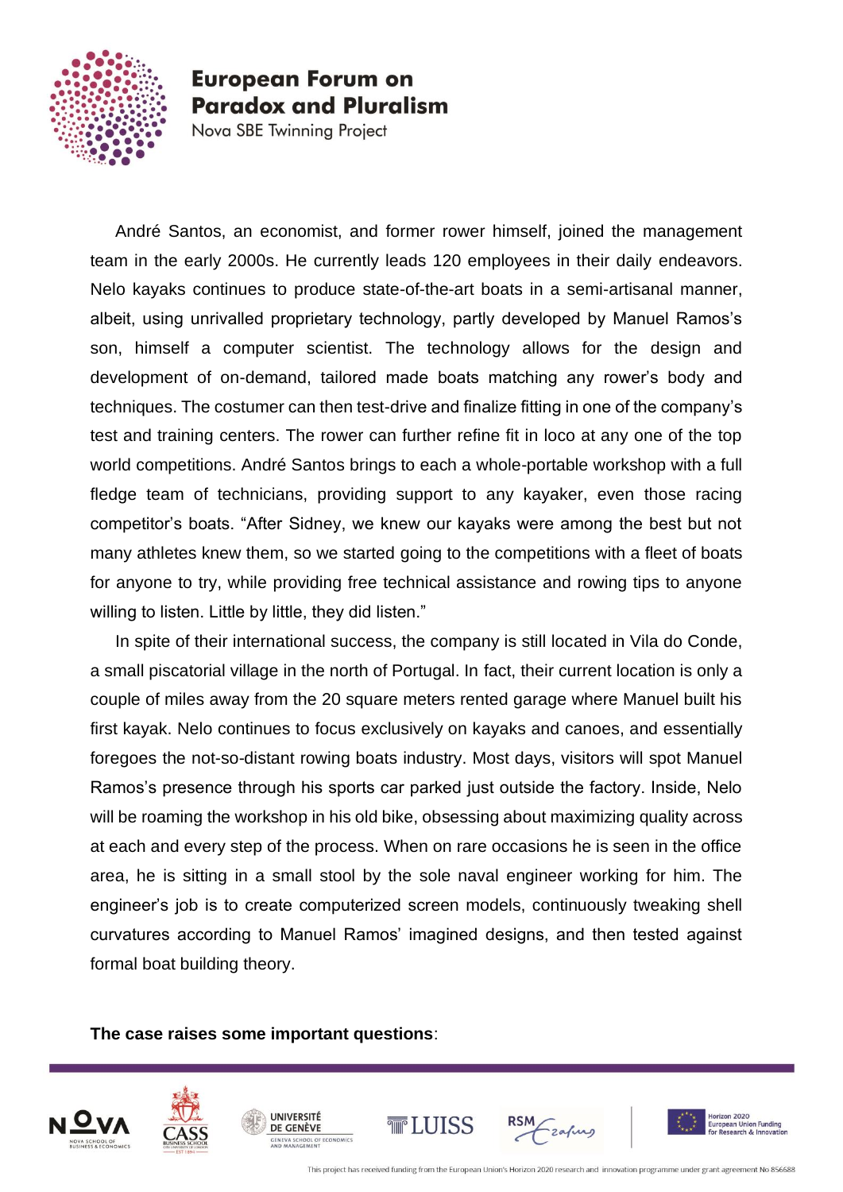André Santos, an economist, and former rower himself, joined the management team in the early 2000s. He currently leads 120 employees in their daily endeavors. Nelo kayaks continues to produce state-of-the-art boats in a semi-artisanal manner, albeit, using unrivalled proprietary technology, partly developed by Manuel Ramos's son, himself a computer scientist. The technology allows for the design and development of on-demand, tailored made boats matching any rower's body and techniques. The costumer can then test-drive and finalize fitting in one of the company's test and training centers. The rower can further refine fit in loco at any one of the top world competitions. André Santos brings to each a whole-portable workshop with a full fledge team of technicians, providing support to any kayaker, even those racing competitor's boats. "After Sidney, we knew our kayaks were among the best but not many athletes knew them, so we started going to the competitions with a fleet of boats for anyone to try, while providing free technical assistance and rowing tips to anyone willing to listen. Little by little, they did listen."

In spite of their international success, the company is still located in Vila do Conde, a small piscatorial village in the north of Portugal. In fact, their current location is only a couple of miles away from the 20 square meters rented garage where Manuel built his first kayak. Nelo continues to focus exclusively on kayaks and canoes, and essentially foregoes the not-so-distant rowing boats industry. Most days, visitors will spot Manuel Ramos's presence through his sports car parked just outside the factory. Inside, Nelo will be roaming the workshop in his old bike, obsessing about maximizing quality across at each and every step of the process. When on rare occasions he is seen in the office area, he is sitting in a small stool by the sole naval engineer working for him. The engineer's job is to create computerized screen models, continuously tweaking shell curvatures according to Manuel Ramos' imagined designs, and then tested against formal boat building theory.

**The case raises some important questions**: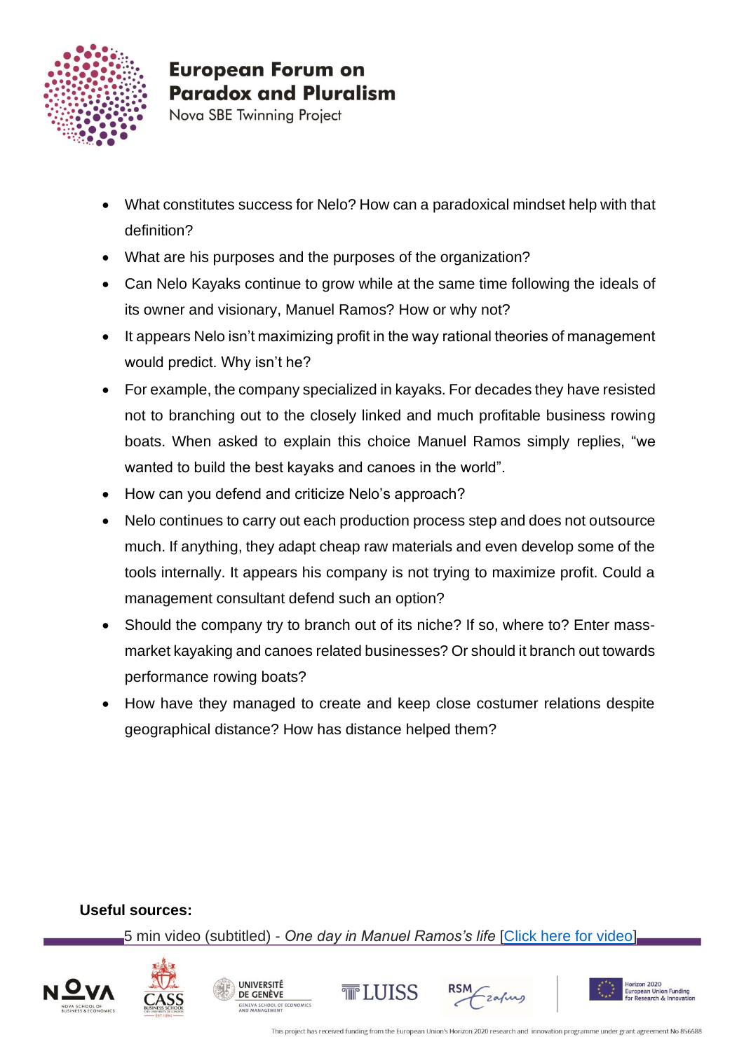- What constitutes success for Nelo? How can a paradoxical mindset help with that definition?
- What are his purposes and the purposes of the organization?
- Can Nelo Kayaks continue to grow while at the same time following the ideals of its owner and visionary, Manuel Ramos? How or why not?
- It appears Nelo isn't maximizing profit in the way rational theories of management would predict. Why isn't he?
- For example, the company specialized in kayaks. For decades they have resisted not to branching out to the closely linked and much profitable business rowing boats. When asked to explain this choice Manuel Ramos simply replies, "we wanted to build the best kayaks and canoes in the world".
- How can you defend and criticize Nelo's approach?
- Nelo continues to carry out each production process step and does not outsource much. If anything, they adapt cheap raw materials and even develop some of the tools internally. It appears his company is not trying to maximize profit. Could a management consultant defend such an option?
- Should the company try to branch out of its niche? If so, where to? Enter mass-market kayaking and canoes related businesses? Or should it branch out towards performance rowing boats?
- How have they managed to create and keep close costumer relations despite geographical distance? How has distance helped them?

**Useful sources:**

5 min video (subtitled) - *One day in Manuel Ramos's life* [Click here for video]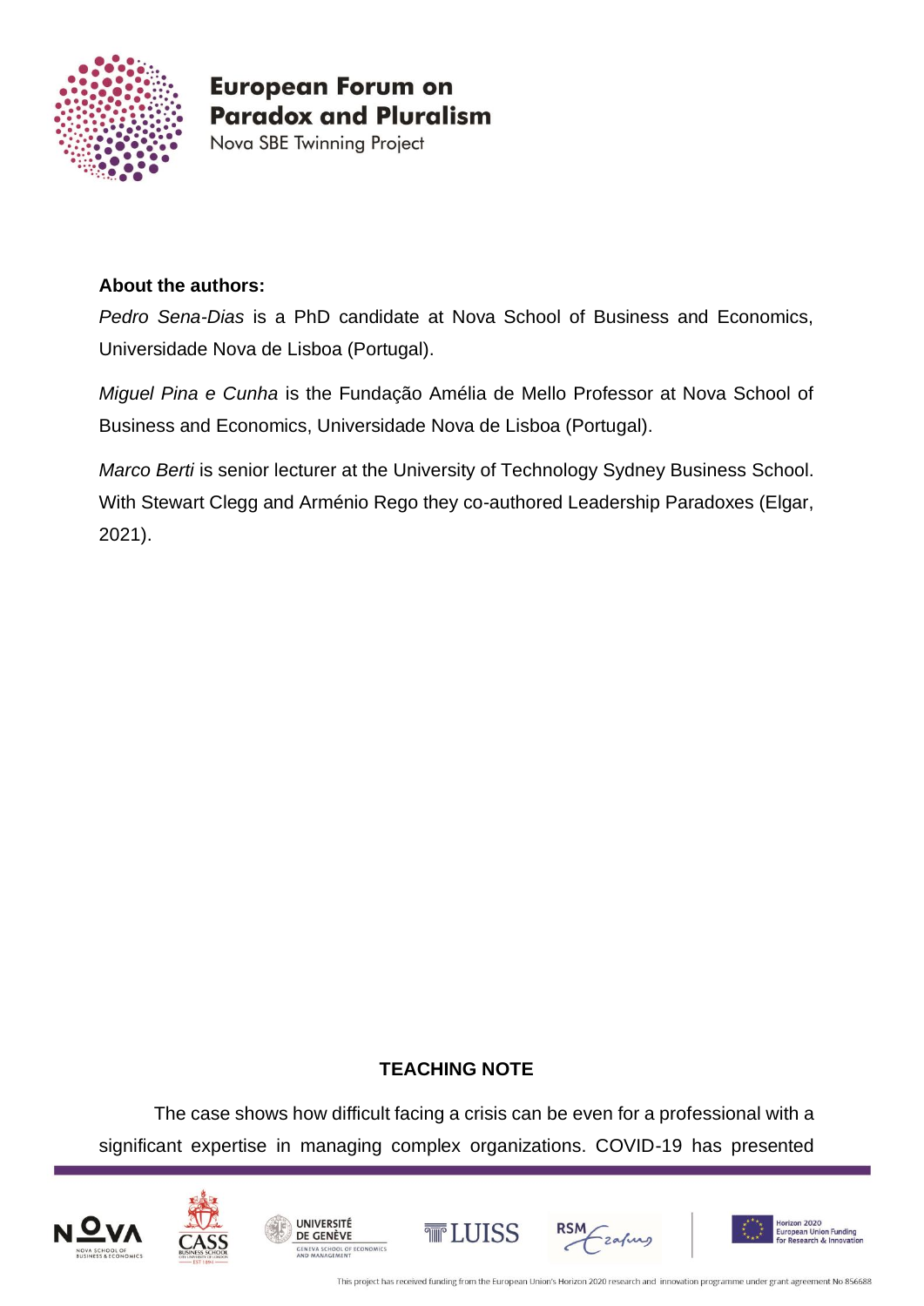**About the authors:**

*Pedro Sena-Dias* is a PhD candidate at Nova School of Business and Economics, Universidade Nova de Lisboa (Portugal).

*Miguel Pina e Cunha* is the Fundação Amélia de Mello Professor at Nova School of Business and Economics, Universidade Nova de Lisboa (Portugal).

*Marco Berti* is senior lecturer at the University of Technology Sydney Business School. With Stewart Clegg and Arménio Rego they co-authored Leadership Paradoxes (Elgar, 2021).

**TEACHING NOTE**

The case shows how difficult facing a crisis can be even for a professional with a significant expertise in managing complex organizations. COVID-19 has presented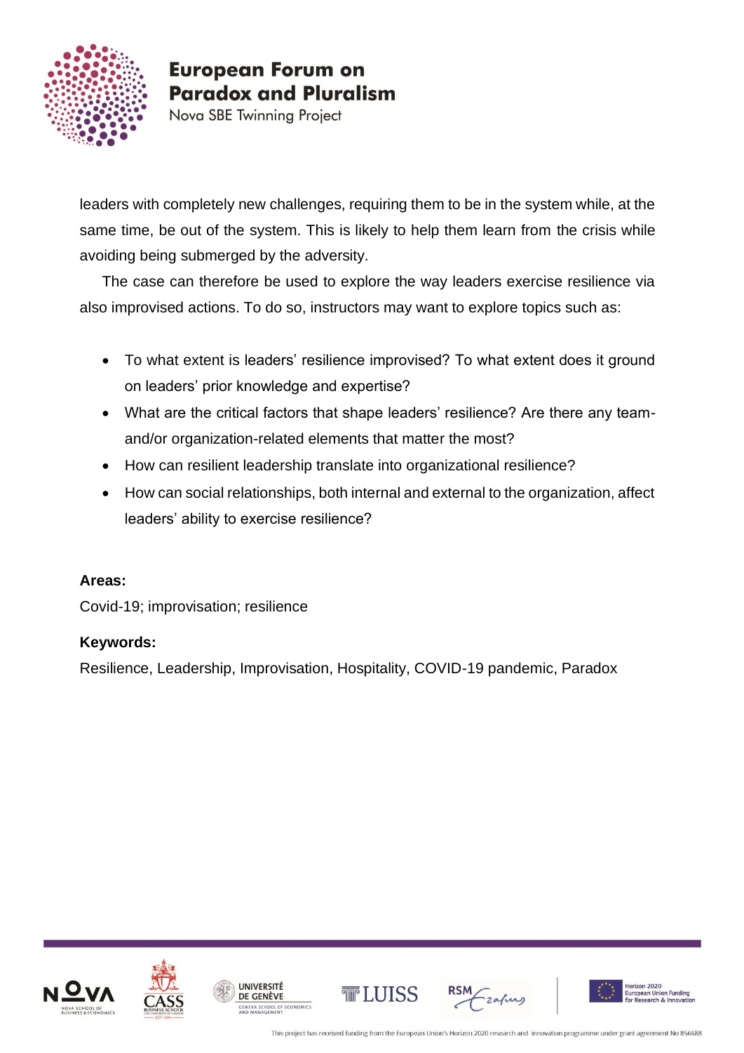leaders with completely new challenges, requiring them to be in the system while, at the same time, be out of the system. This is likely to help them learn from the crisis while avoiding being submerged by the adversity.

The case can therefore be used to explore the way leaders exercise resilience via also improvised actions. To do so, instructors may want to explore topics such as:

- To what extent is leaders' resilience improvised? To what extent does it ground on leaders' prior knowledge and expertise?
- What are the critical factors that shape leaders' resilience? Are there any team- and/or organization-related elements that matter the most?
- How can resilient leadership translate into organizational resilience?
- How can social relationships, both internal and external to the organization, affect leaders' ability to exercise resilience?

**Areas:**

Covid-19; improvisation; resilience

**Keywords:**

Resilience, Leadership, Improvisation, Hospitality, COVID-19 pandemic, Paradox